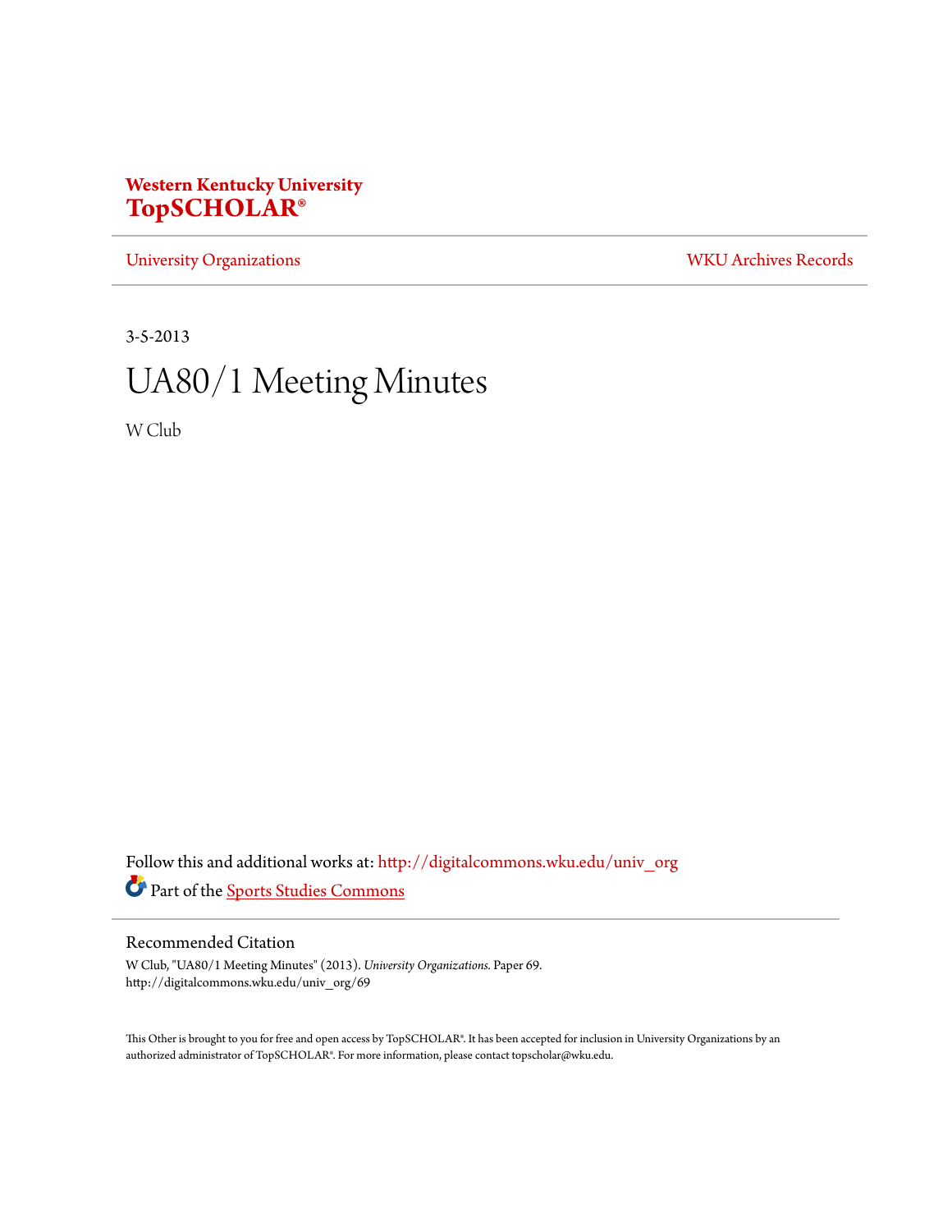**Western Kentucky University**
**TopSCHOLAR®**

University Organizations | WKU Archives Records

3-5-2013

# UA80/1 Meeting Minutes

W Club

Follow this and additional works at: http://digitalcommons.wku.edu/univ_org

Part of the Sports Studies Commons

## Recommended Citation

W Club, "UA80/1 Meeting Minutes" (2013). *University Organizations.* Paper 69.
http://digitalcommons.wku.edu/univ_org/69

This Other is brought to you for free and open access by TopSCHOLAR®. It has been accepted for inclusion in University Organizations by an authorized administrator of TopSCHOLAR®. For more information, please contact topscholar@wku.edu.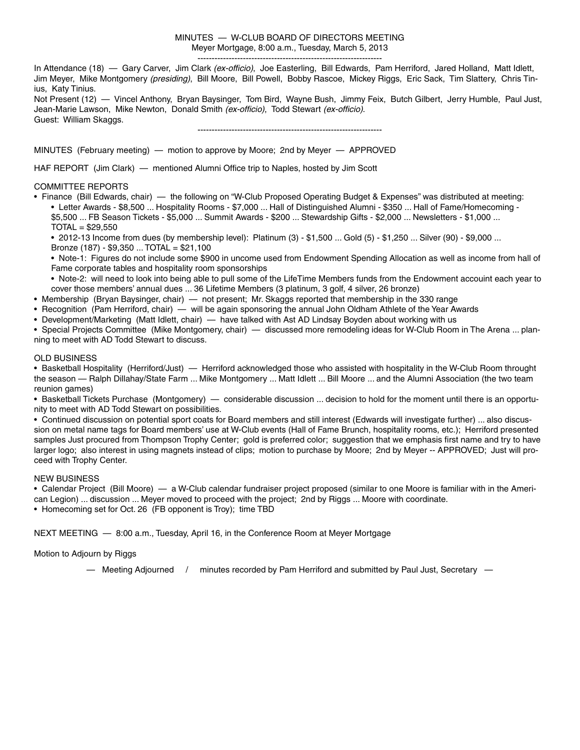# MINUTES — W-CLUB BOARD OF DIRECTORS MEETING

Meyer Mortgage, 8:00 a.m., Tuesday, March 5, 2013

---

In Attendance (18) — Gary Carver, Jim Clark *(ex-officio)*, Joe Easterling, Bill Edwards, Pam Herriford, Jared Holland, Matt Idlett, Jim Meyer, Mike Montgomery *(presiding)*, Bill Moore, Bill Powell, Bobby Rascoe, Mickey Riggs, Eric Sack, Tim Slattery, Chris Tinius, Katy Tinius.

Not Present (12) — Vincel Anthony, Bryan Baysinger, Tom Bird, Wayne Bush, Jimmy Feix, Butch Gilbert, Jerry Humble, Paul Just, Jean-Marie Lawson, Mike Newton, Donald Smith *(ex-officio)*, Todd Stewart *(ex-officio)*.

Guest: William Skaggs.

---

MINUTES (February meeting) — motion to approve by Moore; 2nd by Meyer — APPROVED

HAF REPORT (Jim Clark) — mentioned Alumni Office trip to Naples, hosted by Jim Scott

COMMITTEE REPORTS

- Finance (Bill Edwards, chair) — the following on "W-Club Proposed Operating Budget & Expenses" was distributed at meeting:
  - Letter Awards - $8,500 ... Hospitality Rooms - $7,000 ... Hall of Distinguished Alumni - $350 ... Hall of Fame/Homecoming - $5,500 ... FB Season Tickets - $5,000 ... Summit Awards - $200 ... Stewardship Gifts - $2,000 ... Newsletters - $1,000 ... TOTAL = $29,550
  - 2012-13 Income from dues (by membership level): Platinum (3) - $1,500 ... Gold (5) - $1,250 ... Silver (90) - $9,000 ... Bronze (187) - $9,350 ... TOTAL = $21,100
  - Note-1: Figures do not include some $900 in uncome used from Endowment Spending Allocation as well as income from hall of Fame corporate tables and hospitality room sponsorships
  - Note-2: will need to look into being able to pull some of the LifeTime Members funds from the Endowment accouint each year to cover those members' annual dues ... 36 Lifetime Members (3 platinum, 3 golf, 4 silver, 26 bronze)
- Membership (Bryan Baysinger, chair) — not present; Mr. Skaggs reported that membership in the 330 range
- Recognition (Pam Herriford, chair) — will be again sponsoring the annual John Oldham Athlete of the Year Awards
- Development/Marketing (Matt Idlett, chair) — have talked with Ast AD Lindsay Boyden about working with us
- Special Projects Committee (Mike Montgomery, chair) — discussed more remodeling ideas for W-Club Room in The Arena ... planning to meet with AD Todd Stewart to discuss.

OLD BUSINESS

- Basketball Hospitality (Herriford/Just) — Herriford acknowledged those who assisted with hospitality in the W-Club Room throught the season — Ralph Dillahay/State Farm ... Mike Montgomery ... Matt Idlett ... Bill Moore ... and the Alumni Association (the two team reunion games)
- Basketball Tickets Purchase (Montgomery) — considerable discussion ... decision to hold for the moment until there is an opportunity to meet with AD Todd Stewart on possibilities.
- Continued discussion on potential sport coats for Board members and still interest (Edwards will investigate further) ... also discussion on metal name tags for Board members' use at W-Club events (Hall of Fame Brunch, hospitality rooms, etc.); Herriford presented samples Just procured from Thompson Trophy Center; gold is preferred color; suggestion that we emphasis first name and try to have larger logo; also interest in using magnets instead of clips; motion to purchase by Moore; 2nd by Meyer -- APPROVED; Just will proceed with Trophy Center.

NEW BUSINESS

- Calendar Project (Bill Moore) — a W-Club calendar fundraiser project proposed (similar to one Moore is familiar with in the American Legion) ... discussion ... Meyer moved to proceed with the project; 2nd by Riggs ... Moore with coordinate.
- Homecoming set for Oct. 26 (FB opponent is Troy); time TBD

NEXT MEETING — 8:00 a.m., Tuesday, April 16, in the Conference Room at Meyer Mortgage

Motion to Adjourn by Riggs

— Meeting Adjourned / minutes recorded by Pam Herriford and submitted by Paul Just, Secretary —